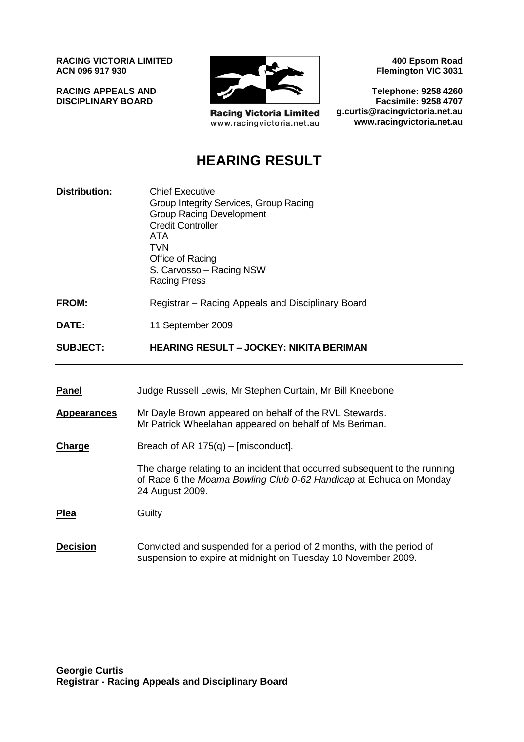**RACING VICTORIA LIMITED**
**ACN 096 917 930**

**RACING APPEALS AND DISCIPLINARY BOARD**

Racing Victoria Limited
www.racingvictoria.net.au

**400 Epsom Road**
**Flemington VIC 3031**

**Telephone: 9258 4260**
**Facsimile: 9258 4707**
**g.curtis@racingvictoria.net.au**
**www.racingvictoria.net.au**

# HEARING RESULT

| | |
|---|---|
| **Distribution:** | Chief Executive<br>Group Integrity Services, Group Racing<br>Group Racing Development<br>Credit Controller<br>ATA<br>TVN<br>Office of Racing<br>S. Carvosso – Racing NSW<br>Racing Press |
| **FROM:** | Registrar – Racing Appeals and Disciplinary Board |
| **DATE:** | 11 September 2009 |
| **SUBJECT:** | **HEARING RESULT – JOCKEY: NIKITA BERIMAN** |

| | |
|---|---|
| **Panel** | Judge Russell Lewis, Mr Stephen Curtain, Mr Bill Kneebone |
| **Appearances** | Mr Dayle Brown appeared on behalf of the RVL Stewards.<br>Mr Patrick Wheelahan appeared on behalf of Ms Beriman. |
| **Charge** | Breach of AR 175(q) – [misconduct].<br><br>The charge relating to an incident that occurred subsequent to the running of Race 6 the *Moama Bowling Club 0-62 Handicap* at Echuca on Monday 24 August 2009. |
| **Plea** | Guilty |
| **Decision** | Convicted and suspended for a period of 2 months, with the period of suspension to expire at midnight on Tuesday 10 November 2009. |

**Georgie Curtis**
**Registrar - Racing Appeals and Disciplinary Board**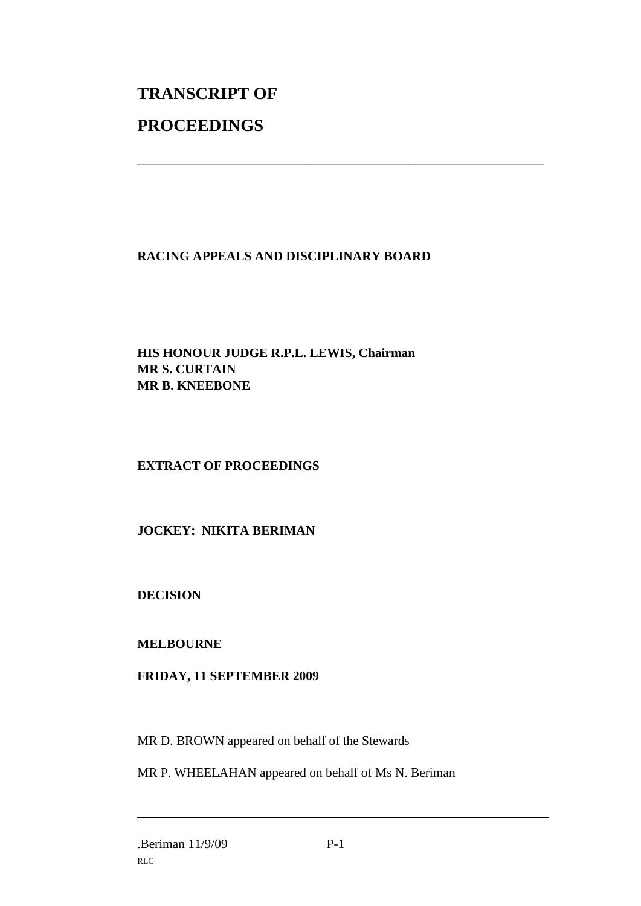# TRANSCRIPT OF

# PROCEEDINGS

---

**RACING APPEALS AND DISCIPLINARY BOARD**

**HIS HONOUR JUDGE R.P.L. LEWIS, Chairman**
**MR S. CURTAIN**
**MR B. KNEEBONE**

**EXTRACT OF PROCEEDINGS**

**JOCKEY: NIKITA BERIMAN**

**DECISION**

**MELBOURNE**

**FRIDAY, 11 SEPTEMBER 2009**

MR D. BROWN appeared on behalf of the Stewards

MR P. WHEELAHAN appeared on behalf of Ms N. Beriman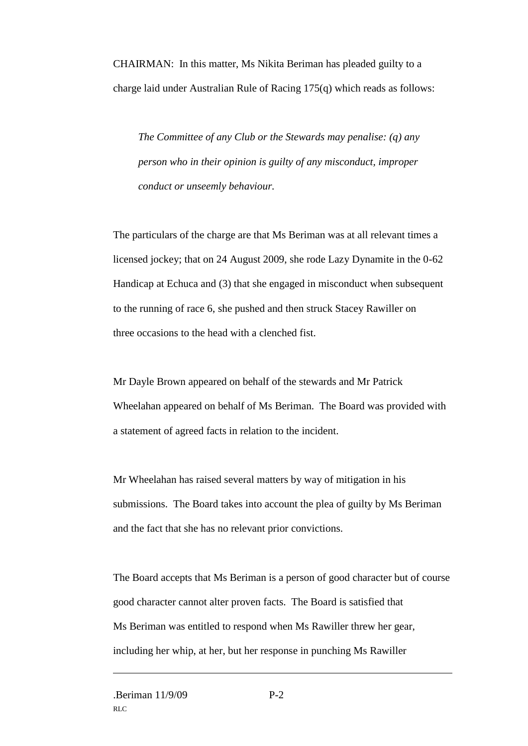CHAIRMAN: In this matter, Ms Nikita Beriman has pleaded guilty to a charge laid under Australian Rule of Racing 175(q) which reads as follows:

> *The Committee of any Club or the Stewards may penalise: (q) any person who in their opinion is guilty of any misconduct, improper conduct or unseemly behaviour.*

The particulars of the charge are that Ms Beriman was at all relevant times a licensed jockey; that on 24 August 2009, she rode Lazy Dynamite in the 0-62 Handicap at Echuca and (3) that she engaged in misconduct when subsequent to the running of race 6, she pushed and then struck Stacey Rawiller on three occasions to the head with a clenched fist.

Mr Dayle Brown appeared on behalf of the stewards and Mr Patrick Wheelahan appeared on behalf of Ms Beriman. The Board was provided with a statement of agreed facts in relation to the incident.

Mr Wheelahan has raised several matters by way of mitigation in his submissions. The Board takes into account the plea of guilty by Ms Beriman and the fact that she has no relevant prior convictions.

The Board accepts that Ms Beriman is a person of good character but of course good character cannot alter proven facts. The Board is satisfied that Ms Beriman was entitled to respond when Ms Rawiller threw her gear, including her whip, at her, but her response in punching Ms Rawiller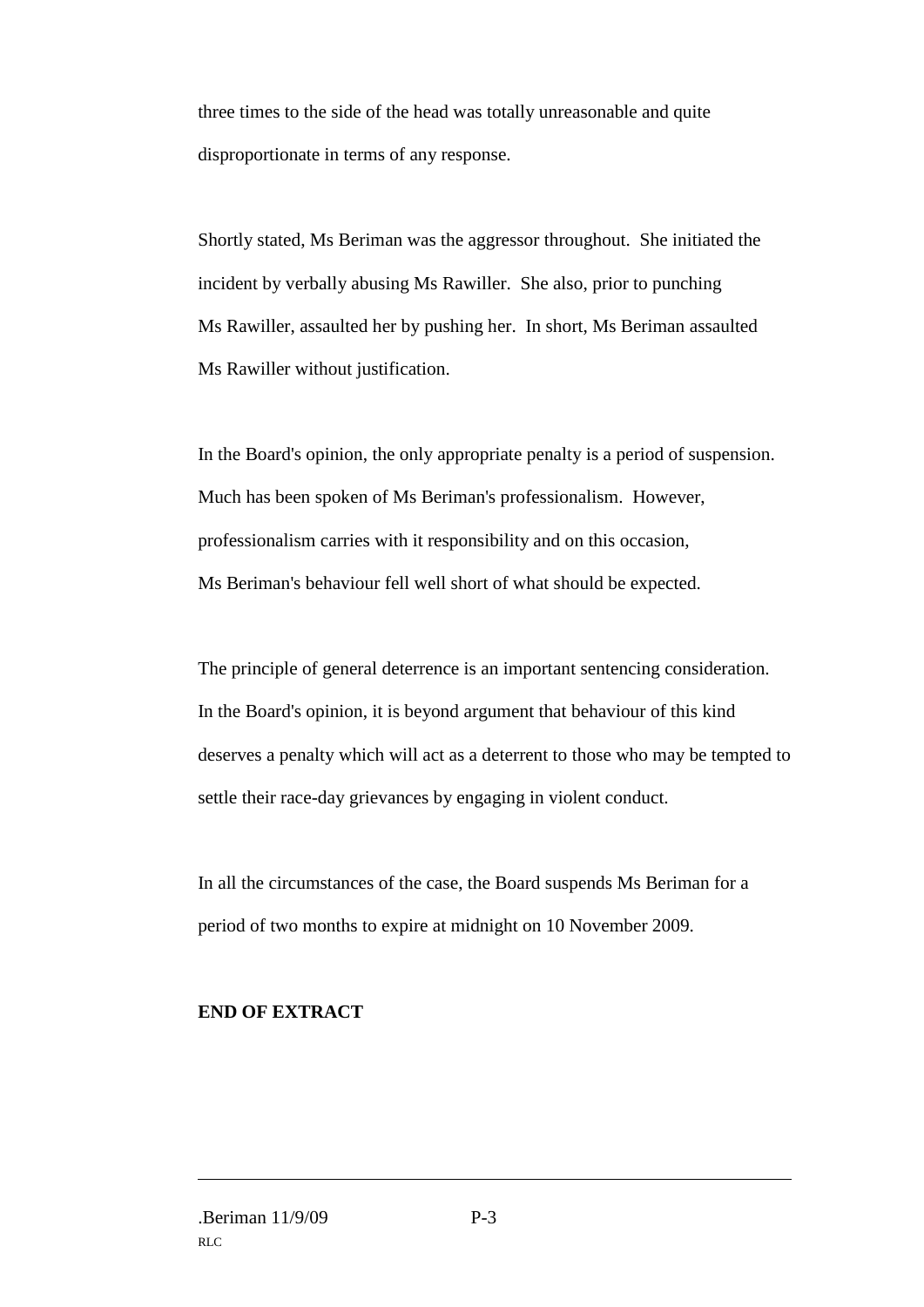three times to the side of the head was totally unreasonable and quite disproportionate in terms of any response.

Shortly stated, Ms Beriman was the aggressor throughout. She initiated the incident by verbally abusing Ms Rawiller. She also, prior to punching Ms Rawiller, assaulted her by pushing her. In short, Ms Beriman assaulted Ms Rawiller without justification.

In the Board's opinion, the only appropriate penalty is a period of suspension. Much has been spoken of Ms Beriman's professionalism. However, professionalism carries with it responsibility and on this occasion, Ms Beriman's behaviour fell well short of what should be expected.

The principle of general deterrence is an important sentencing consideration. In the Board's opinion, it is beyond argument that behaviour of this kind deserves a penalty which will act as a deterrent to those who may be tempted to settle their race-day grievances by engaging in violent conduct.

In all the circumstances of the case, the Board suspends Ms Beriman for a period of two months to expire at midnight on 10 November 2009.

**END OF EXTRACT**